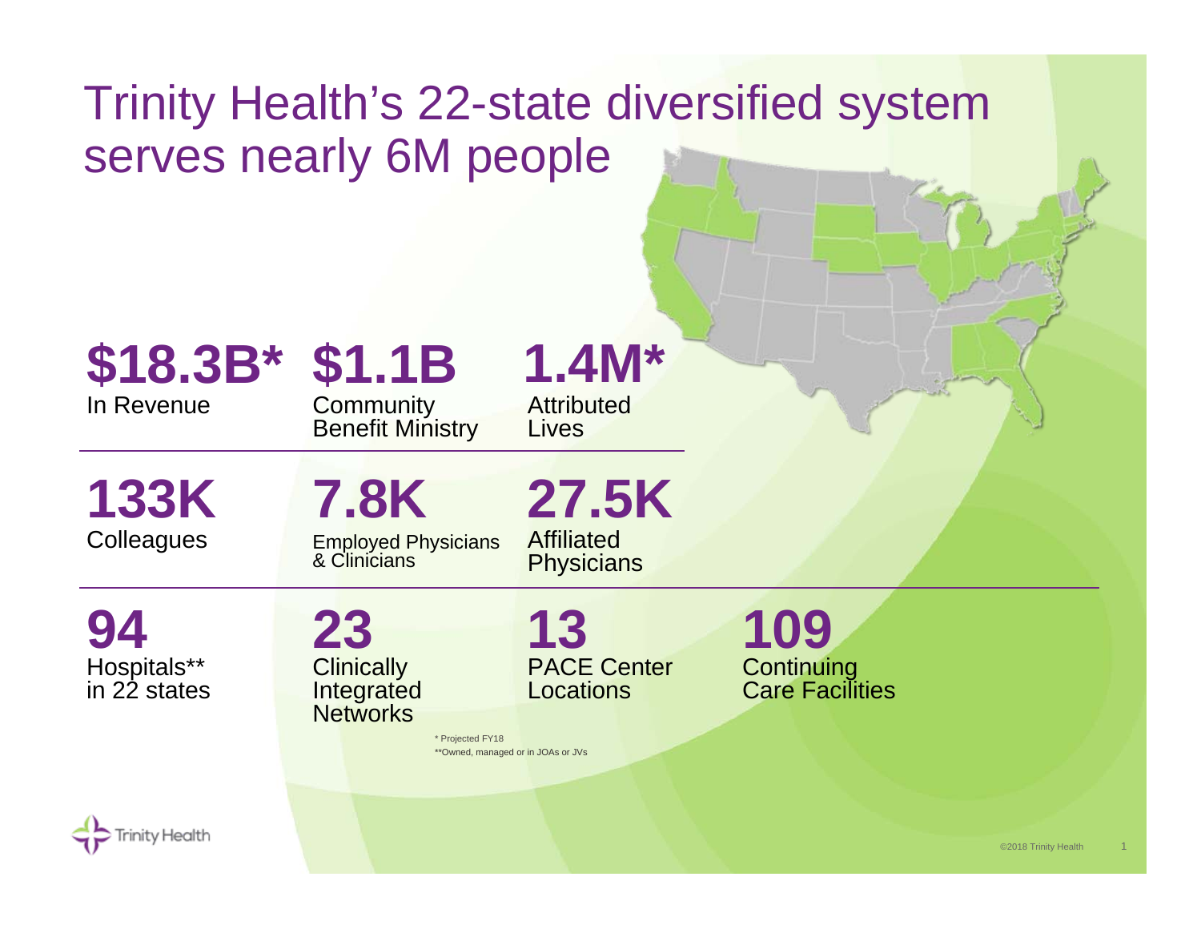# Trinity Health's 22-state diversified system serves nearly 6M people

**$18.3B***
In Revenue

**$1.1B**
Community Benefit Ministry

**1.4M***
Attributed Lives

**133K**
Colleagues

**7.8K**
Employed Physicians & Clinicians

**27.5K**
Affiliated Physicians

**94**
Hospitals** in 22 states

**23**
Clinically Integrated Networks

**13**
PACE Center Locations

**109**
Continuing Care Facilities

* Projected FY18

**Owned, managed or in JOAs or JVs

Trinity Health

©2018 Trinity Health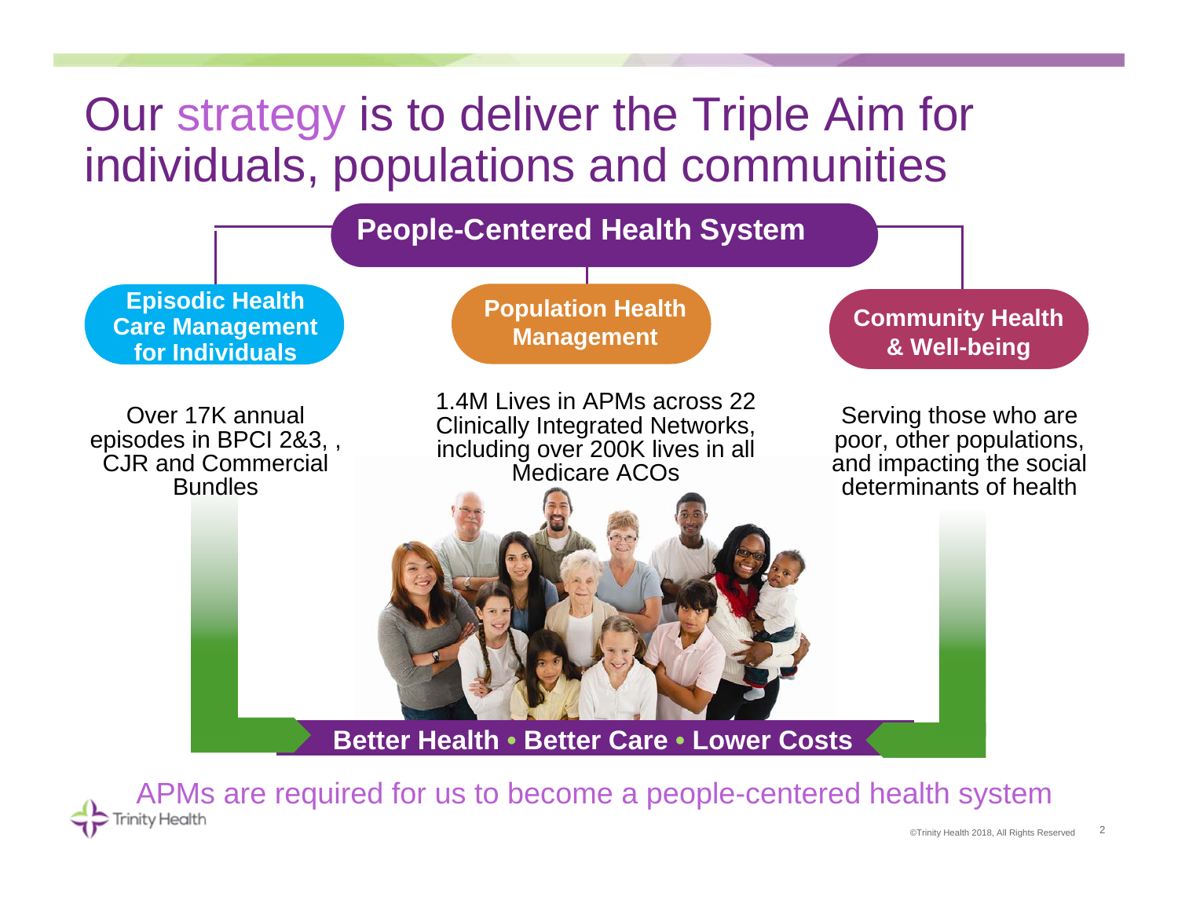# Our strategy is to deliver the Triple Aim for individuals, populations and communities

## People-Centered Health System

**Episodic Health Care Management for Individuals**

Over 17K annual episodes in BPCI 2&3, , CJR and Commercial Bundles

**Population Health Management**

1.4M Lives in APMs across 22 Clinically Integrated Networks, including over 200K lives in all Medicare ACOs

**Community Health & Well-being**

Serving those who are poor, other populations, and impacting the social determinants of health

**Better Health • Better Care • Lower Costs**

APMs are required for us to become a people-centered health system

©Trinity Health 2018, All Rights Reserved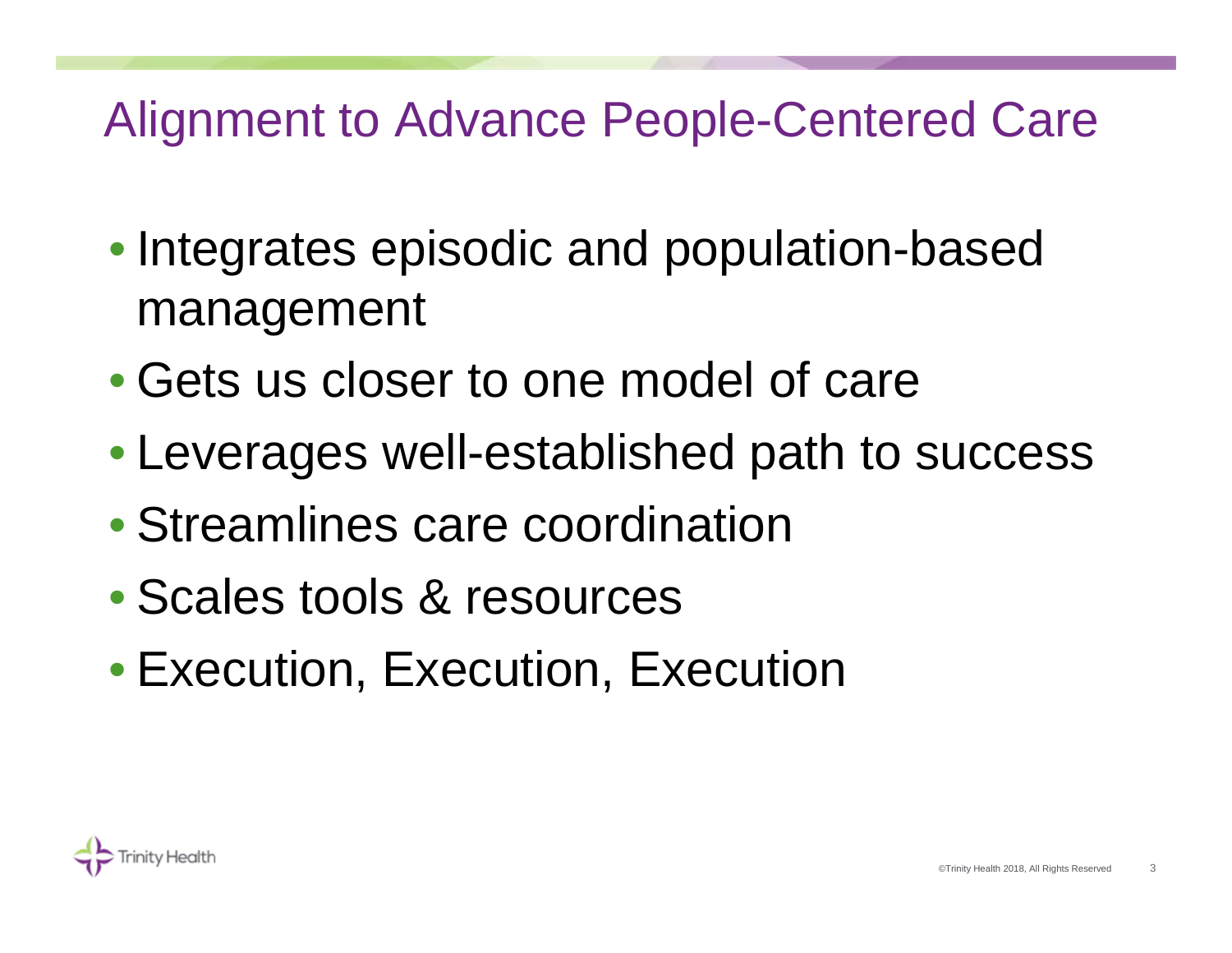# Alignment to Advance People-Centered Care

- Integrates episodic and population-based management
- Gets us closer to one model of care
- Leverages well-established path to success
- Streamlines care coordination
- Scales tools & resources
- Execution, Execution, Execution